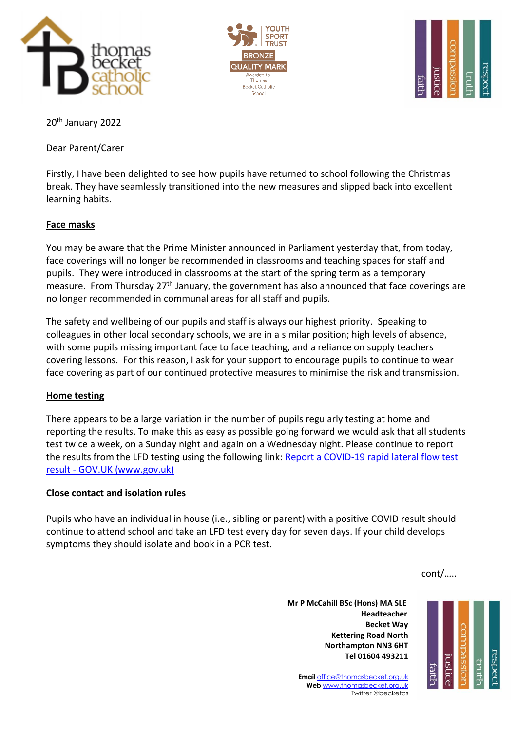20th January 2022

Dear Parent/Carer

Firstly, I have been delighted to see how pupils have returned to school following the Christmas break. They have seamlessly transitioned into the new measures and slipped back into excellent learning habits.

**Face masks**

You may be aware that the Prime Minister announced in Parliament yesterday that, from today, face coverings will no longer be recommended in classrooms and teaching spaces for staff and pupils. They were introduced in classrooms at the start of the spring term as a temporary measure. From Thursday 27th January, the government has also announced that face coverings are no longer recommended in communal areas for all staff and pupils.

The safety and wellbeing of our pupils and staff is always our highest priority. Speaking to colleagues in other local secondary schools, we are in a similar position; high levels of absence, with some pupils missing important face to face teaching, and a reliance on supply teachers covering lessons. For this reason, I ask for your support to encourage pupils to continue to wear face covering as part of our continued protective measures to minimise the risk and transmission.

**Home testing**

There appears to be a large variation in the number of pupils regularly testing at home and reporting the results. To make this as easy as possible going forward we would ask that all students test twice a week, on a Sunday night and again on a Wednesday night. Please continue to report the results from the LFD testing using the following link: Report a COVID-19 rapid lateral flow test result - GOV.UK (www.gov.uk)

**Close contact and isolation rules**

Pupils who have an individual in house (i.e., sibling or parent) with a positive COVID result should continue to attend school and take an LFD test every day for seven days. If your child develops symptoms they should isolate and book in a PCR test.

cont/…..

**Mr P McCahill BSc (Hons) MA SLE**
**Headteacher**
**Becket Way**
**Kettering Road North**
**Northampton NN3 6HT**
**Tel 01604 493211**

**Email** office@thomasbecket.org.uk
**Web** www.thomasbecket.org.uk
Twitter @becketcs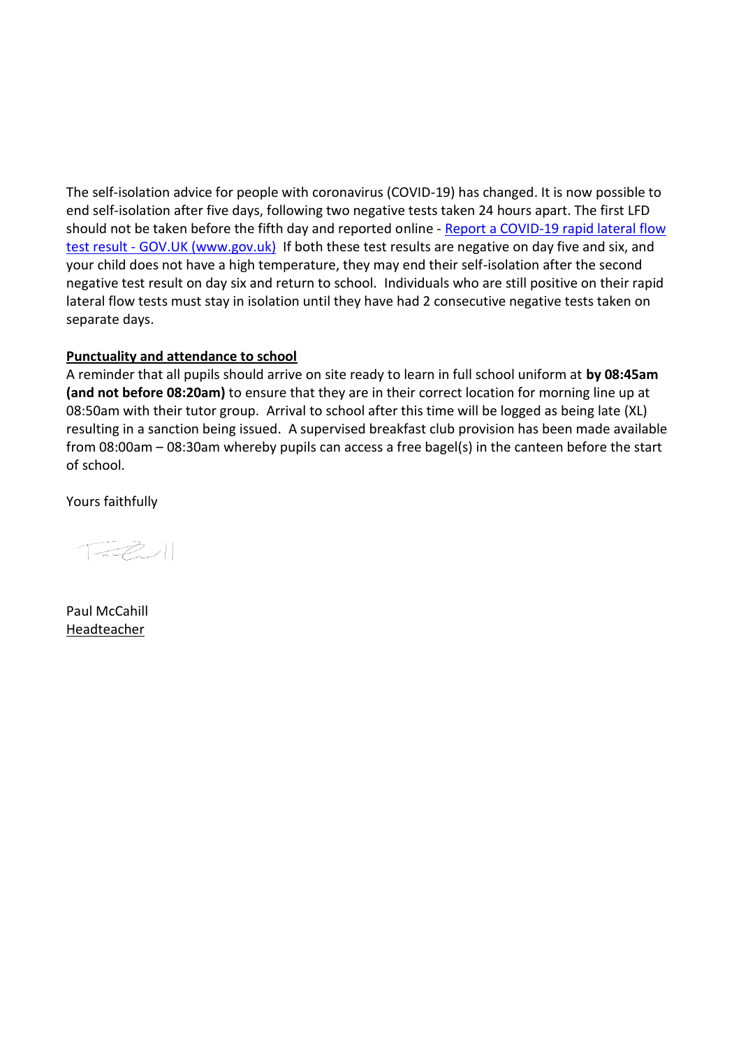The self-isolation advice for people with coronavirus (COVID-19) has changed. It is now possible to end self-isolation after five days, following two negative tests taken 24 hours apart. The first LFD should not be taken before the fifth day and reported online - [Report a COVID-19 rapid lateral flow test result - GOV.UK (www.gov.uk)](https://www.gov.uk) If both these test results are negative on day five and six, and your child does not have a high temperature, they may end their self-isolation after the second negative test result on day six and return to school. Individuals who are still positive on their rapid lateral flow tests must stay in isolation until they have had 2 consecutive negative tests taken on separate days.

**Punctuality and attendance to school**

A reminder that all pupils should arrive on site ready to learn in full school uniform at **by 08:45am (and not before 08:20am)** to ensure that they are in their correct location for morning line up at 08:50am with their tutor group. Arrival to school after this time will be logged as being late (XL) resulting in a sanction being issued. A supervised breakfast club provision has been made available from 08:00am – 08:30am whereby pupils can access a free bagel(s) in the canteen before the start of school.

Yours faithfully

Paul McCahill
Headteacher